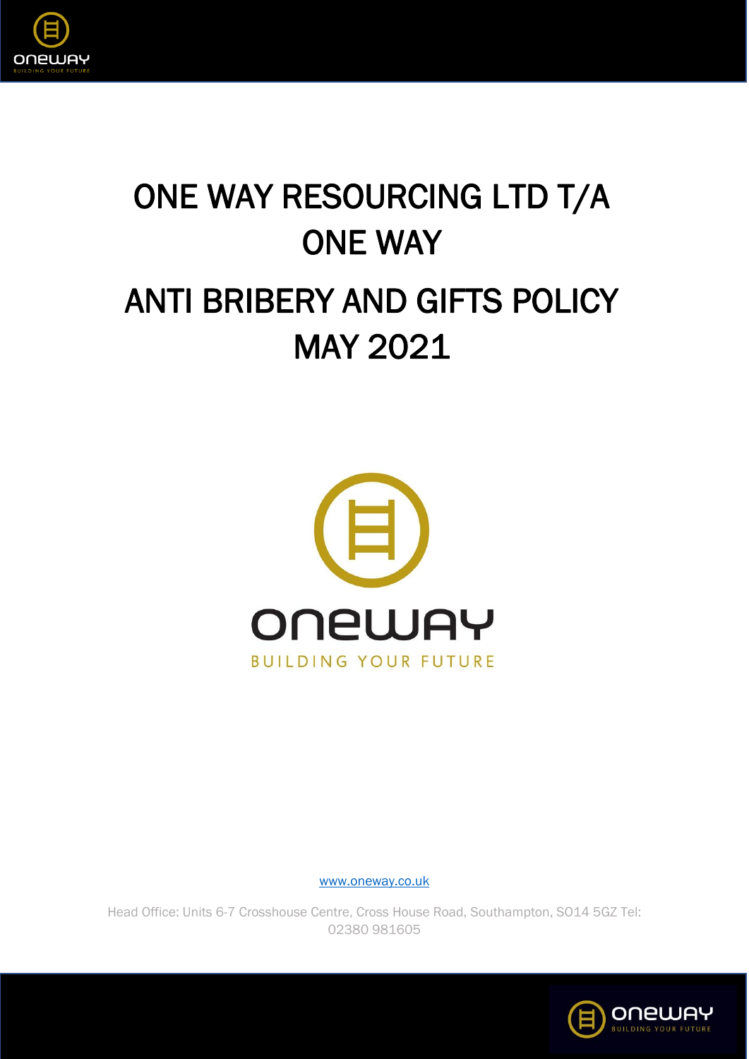# ONE WAY RESOURCING LTD T/A ONE WAY

# ANTI BRIBERY AND GIFTS POLICY MAY 2021

www.oneway.co.uk

Head Office: Units 6-7 Crosshouse Centre, Cross House Road, Southampton, SO14 5GZ Tel: 02380 981605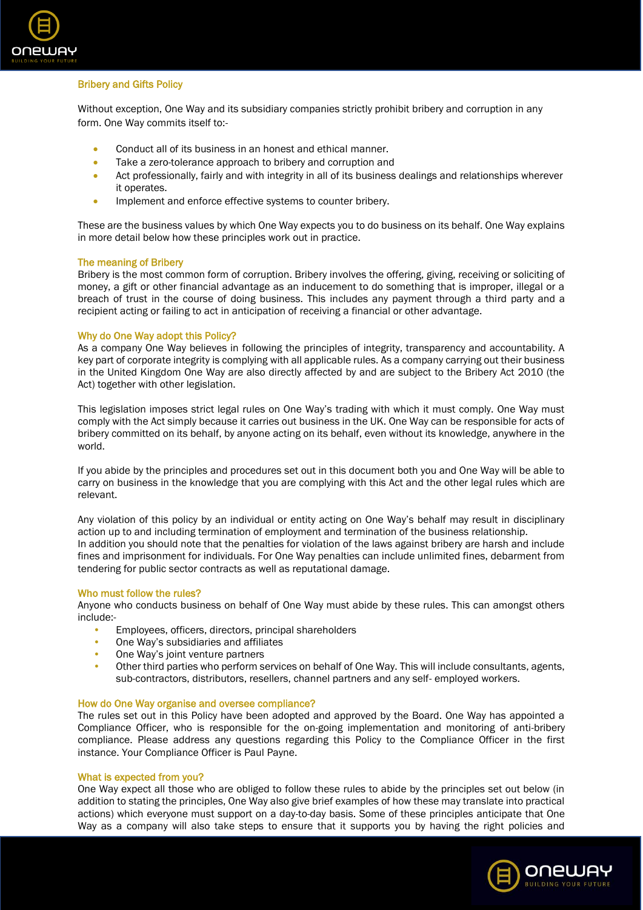## Bribery and Gifts Policy

Without exception, One Way and its subsidiary companies strictly prohibit bribery and corruption in any form. One Way commits itself to:-

- Conduct all of its business in an honest and ethical manner.
- Take a zero-tolerance approach to bribery and corruption and
- Act professionally, fairly and with integrity in all of its business dealings and relationships wherever it operates.
- Implement and enforce effective systems to counter bribery.

These are the business values by which One Way expects you to do business on its behalf. One Way explains in more detail below how these principles work out in practice.

### The meaning of Bribery

Bribery is the most common form of corruption. Bribery involves the offering, giving, receiving or soliciting of money, a gift or other financial advantage as an inducement to do something that is improper, illegal or a breach of trust in the course of doing business. This includes any payment through a third party and a recipient acting or failing to act in anticipation of receiving a financial or other advantage.

### Why do One Way adopt this Policy?

As a company One Way believes in following the principles of integrity, transparency and accountability. A key part of corporate integrity is complying with all applicable rules. As a company carrying out their business in the United Kingdom One Way are also directly affected by and are subject to the Bribery Act 2010 (the Act) together with other legislation.

This legislation imposes strict legal rules on One Way's trading with which it must comply. One Way must comply with the Act simply because it carries out business in the UK. One Way can be responsible for acts of bribery committed on its behalf, by anyone acting on its behalf, even without its knowledge, anywhere in the world.

If you abide by the principles and procedures set out in this document both you and One Way will be able to carry on business in the knowledge that you are complying with this Act and the other legal rules which are relevant.

Any violation of this policy by an individual or entity acting on One Way's behalf may result in disciplinary action up to and including termination of employment and termination of the business relationship.
In addition you should note that the penalties for violation of the laws against bribery are harsh and include fines and imprisonment for individuals. For One Way penalties can include unlimited fines, debarment from tendering for public sector contracts as well as reputational damage.

### Who must follow the rules?

Anyone who conducts business on behalf of One Way must abide by these rules. This can amongst others include:-

- Employees, officers, directors, principal shareholders
- One Way's subsidiaries and affiliates
- One Way's joint venture partners
- Other third parties who perform services on behalf of One Way. This will include consultants, agents, sub-contractors, distributors, resellers, channel partners and any self- employed workers.

### How do One Way organise and oversee compliance?

The rules set out in this Policy have been adopted and approved by the Board. One Way has appointed a Compliance Officer, who is responsible for the on-going implementation and monitoring of anti-bribery compliance. Please address any questions regarding this Policy to the Compliance Officer in the first instance. Your Compliance Officer is Paul Payne.

### What is expected from you?

One Way expect all those who are obliged to follow these rules to abide by the principles set out below (in addition to stating the principles, One Way also give brief examples of how these may translate into practical actions) which everyone must support on a day-to-day basis. Some of these principles anticipate that One Way as a company will also take steps to ensure that it supports you by having the right policies and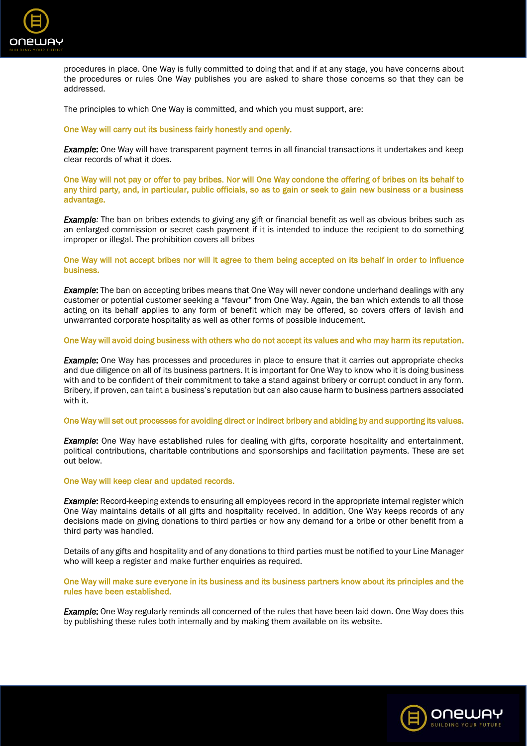procedures in place. One Way is fully committed to doing that and if at any stage, you have concerns about the procedures or rules One Way publishes you are asked to share those concerns so that they can be addressed.

The principles to which One Way is committed, and which you must support, are:

**One Way will carry out its business fairly honestly and openly.**

***Example***: One Way will have transparent payment terms in all financial transactions it undertakes and keep clear records of what it does.

**One Way will not pay or offer to pay bribes. Nor will One Way condone the offering of bribes on its behalf to any third party, and, in particular, public officials, so as to gain or seek to gain new business or a business advantage.**

***Example:*** The ban on bribes extends to giving any gift or financial benefit as well as obvious bribes such as an enlarged commission or secret cash payment if it is intended to induce the recipient to do something improper or illegal. The prohibition covers all bribes

**One Way will not accept bribes nor will it agree to them being accepted on its behalf in order to influence business.**

***Example***: The ban on accepting bribes means that One Way will never condone underhand dealings with any customer or potential customer seeking a "favour" from One Way. Again, the ban which extends to all those acting on its behalf applies to any form of benefit which may be offered, so covers offers of lavish and unwarranted corporate hospitality as well as other forms of possible inducement.

**One Way will avoid doing business with others who do not accept its values and who may harm its reputation.**

***Example***: One Way has processes and procedures in place to ensure that it carries out appropriate checks and due diligence on all of its business partners. It is important for One Way to know who it is doing business with and to be confident of their commitment to take a stand against bribery or corrupt conduct in any form. Bribery, if proven, can taint a business's reputation but can also cause harm to business partners associated with it.

**One Way will set out processes for avoiding direct or indirect bribery and abiding by and supporting its values.**

***Example***: One Way have established rules for dealing with gifts, corporate hospitality and entertainment, political contributions, charitable contributions and sponsorships and facilitation payments. These are set out below.

**One Way will keep clear and updated records.**

***Example***: Record-keeping extends to ensuring all employees record in the appropriate internal register which One Way maintains details of all gifts and hospitality received. In addition, One Way keeps records of any decisions made on giving donations to third parties or how any demand for a bribe or other benefit from a third party was handled.

Details of any gifts and hospitality and of any donations to third parties must be notified to your Line Manager who will keep a register and make further enquiries as required.

**One Way will make sure everyone in its business and its business partners know about its principles and the rules have been established.**

***Example***: One Way regularly reminds all concerned of the rules that have been laid down. One Way does this by publishing these rules both internally and by making them available on its website.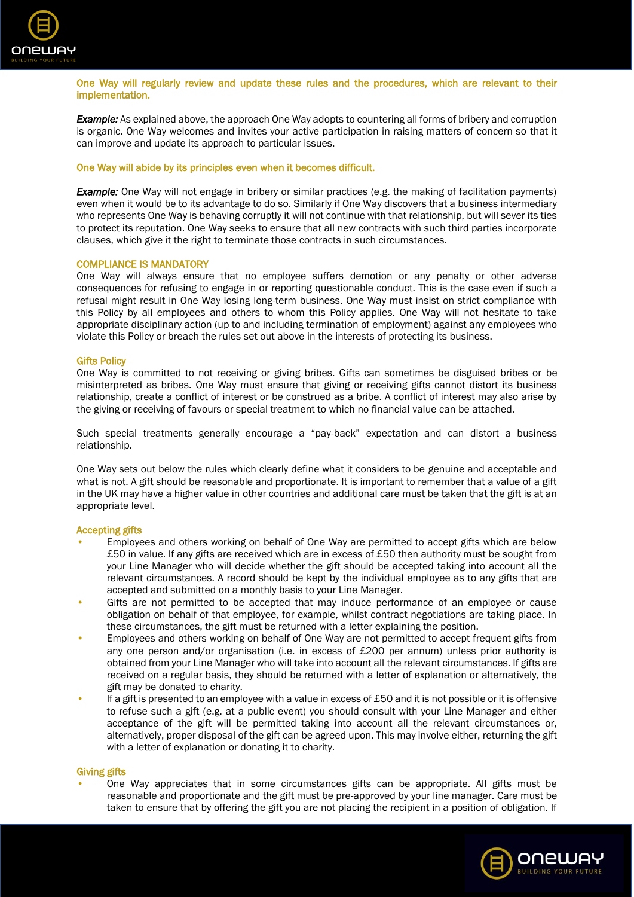**One Way will regularly review and update these rules and the procedures, which are relevant to their implementation.**

***Example:*** As explained above, the approach One Way adopts to countering all forms of bribery and corruption is organic. One Way welcomes and invites your active participation in raising matters of concern so that it can improve and update its approach to particular issues.

**One Way will abide by its principles even when it becomes difficult.**

***Example:*** One Way will not engage in bribery or similar practices (e.g. the making of facilitation payments) even when it would be to its advantage to do so. Similarly if One Way discovers that a business intermediary who represents One Way is behaving corruptly it will not continue with that relationship, but will sever its ties to protect its reputation. One Way seeks to ensure that all new contracts with such third parties incorporate clauses, which give it the right to terminate those contracts in such circumstances.

## COMPLIANCE IS MANDATORY

One Way will always ensure that no employee suffers demotion or any penalty or other adverse consequences for refusing to engage in or reporting questionable conduct. This is the case even if such a refusal might result in One Way losing long-term business. One Way must insist on strict compliance with this Policy by all employees and others to whom this Policy applies. One Way will not hesitate to take appropriate disciplinary action (up to and including termination of employment) against any employees who violate this Policy or breach the rules set out above in the interests of protecting its business.

## Gifts Policy

One Way is committed to not receiving or giving bribes. Gifts can sometimes be disguised bribes or be misinterpreted as bribes. One Way must ensure that giving or receiving gifts cannot distort its business relationship, create a conflict of interest or be construed as a bribe. A conflict of interest may also arise by the giving or receiving of favours or special treatment to which no financial value can be attached.

Such special treatments generally encourage a "pay-back" expectation and can distort a business relationship.

One Way sets out below the rules which clearly define what it considers to be genuine and acceptable and what is not. A gift should be reasonable and proportionate. It is important to remember that a value of a gift in the UK may have a higher value in other countries and additional care must be taken that the gift is at an appropriate level.

### Accepting gifts

- Employees and others working on behalf of One Way are permitted to accept gifts which are below £50 in value. If any gifts are received which are in excess of £50 then authority must be sought from your Line Manager who will decide whether the gift should be accepted taking into account all the relevant circumstances. A record should be kept by the individual employee as to any gifts that are accepted and submitted on a monthly basis to your Line Manager.
- Gifts are not permitted to be accepted that may induce performance of an employee or cause obligation on behalf of that employee, for example, whilst contract negotiations are taking place. In these circumstances, the gift must be returned with a letter explaining the position.
- Employees and others working on behalf of One Way are not permitted to accept frequent gifts from any one person and/or organisation (i.e. in excess of £200 per annum) unless prior authority is obtained from your Line Manager who will take into account all the relevant circumstances. If gifts are received on a regular basis, they should be returned with a letter of explanation or alternatively, the gift may be donated to charity.
- If a gift is presented to an employee with a value in excess of £50 and it is not possible or it is offensive to refuse such a gift (e.g. at a public event) you should consult with your Line Manager and either acceptance of the gift will be permitted taking into account all the relevant circumstances or, alternatively, proper disposal of the gift can be agreed upon. This may involve either, returning the gift with a letter of explanation or donating it to charity.

### Giving gifts

- One Way appreciates that in some circumstances gifts can be appropriate. All gifts must be reasonable and proportionate and the gift must be pre-approved by your line manager. Care must be taken to ensure that by offering the gift you are not placing the recipient in a position of obligation. If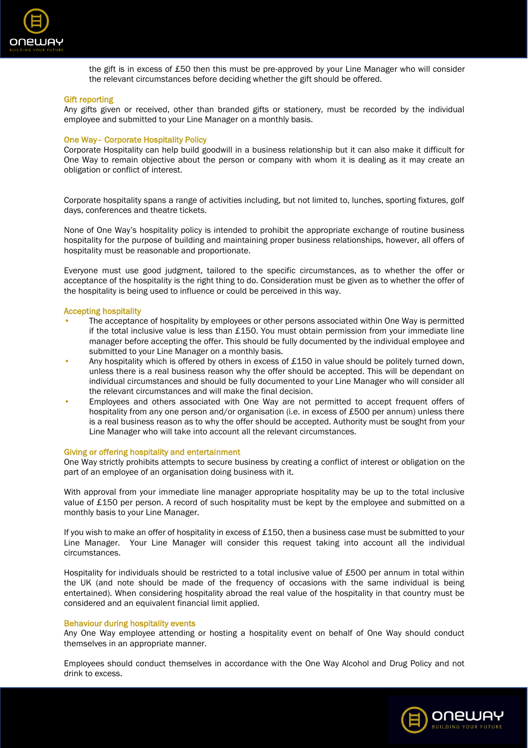the gift is in excess of £50 then this must be pre-approved by your Line Manager who will consider the relevant circumstances before deciding whether the gift should be offered.

### Gift reporting

Any gifts given or received, other than branded gifts or stationery, must be recorded by the individual employee and submitted to your Line Manager on a monthly basis.

### One Way– Corporate Hospitality Policy

Corporate Hospitality can help build goodwill in a business relationship but it can also make it difficult for One Way to remain objective about the person or company with whom it is dealing as it may create an obligation or conflict of interest.

Corporate hospitality spans a range of activities including, but not limited to, lunches, sporting fixtures, golf days, conferences and theatre tickets.

None of One Way's hospitality policy is intended to prohibit the appropriate exchange of routine business hospitality for the purpose of building and maintaining proper business relationships, however, all offers of hospitality must be reasonable and proportionate.

Everyone must use good judgment, tailored to the specific circumstances, as to whether the offer or acceptance of the hospitality is the right thing to do. Consideration must be given as to whether the offer of the hospitality is being used to influence or could be perceived in this way.

### Accepting hospitality

- The acceptance of hospitality by employees or other persons associated within One Way is permitted if the total inclusive value is less than £150. You must obtain permission from your immediate line manager before accepting the offer. This should be fully documented by the individual employee and submitted to your Line Manager on a monthly basis.
- Any hospitality which is offered by others in excess of £150 in value should be politely turned down, unless there is a real business reason why the offer should be accepted. This will be dependant on individual circumstances and should be fully documented to your Line Manager who will consider all the relevant circumstances and will make the final decision.
- Employees and others associated with One Way are not permitted to accept frequent offers of hospitality from any one person and/or organisation (i.e. in excess of £500 per annum) unless there is a real business reason as to why the offer should be accepted. Authority must be sought from your Line Manager who will take into account all the relevant circumstances.

### Giving or offering hospitality and entertainment

One Way strictly prohibits attempts to secure business by creating a conflict of interest or obligation on the part of an employee of an organisation doing business with it.

With approval from your immediate line manager appropriate hospitality may be up to the total inclusive value of £150 per person. A record of such hospitality must be kept by the employee and submitted on a monthly basis to your Line Manager.

If you wish to make an offer of hospitality in excess of £150, then a business case must be submitted to your Line Manager. Your Line Manager will consider this request taking into account all the individual circumstances.

Hospitality for individuals should be restricted to a total inclusive value of £500 per annum in total within the UK (and note should be made of the frequency of occasions with the same individual is being entertained). When considering hospitality abroad the real value of the hospitality in that country must be considered and an equivalent financial limit applied.

### Behaviour during hospitality events

Any One Way employee attending or hosting a hospitality event on behalf of One Way should conduct themselves in an appropriate manner.

Employees should conduct themselves in accordance with the One Way Alcohol and Drug Policy and not drink to excess.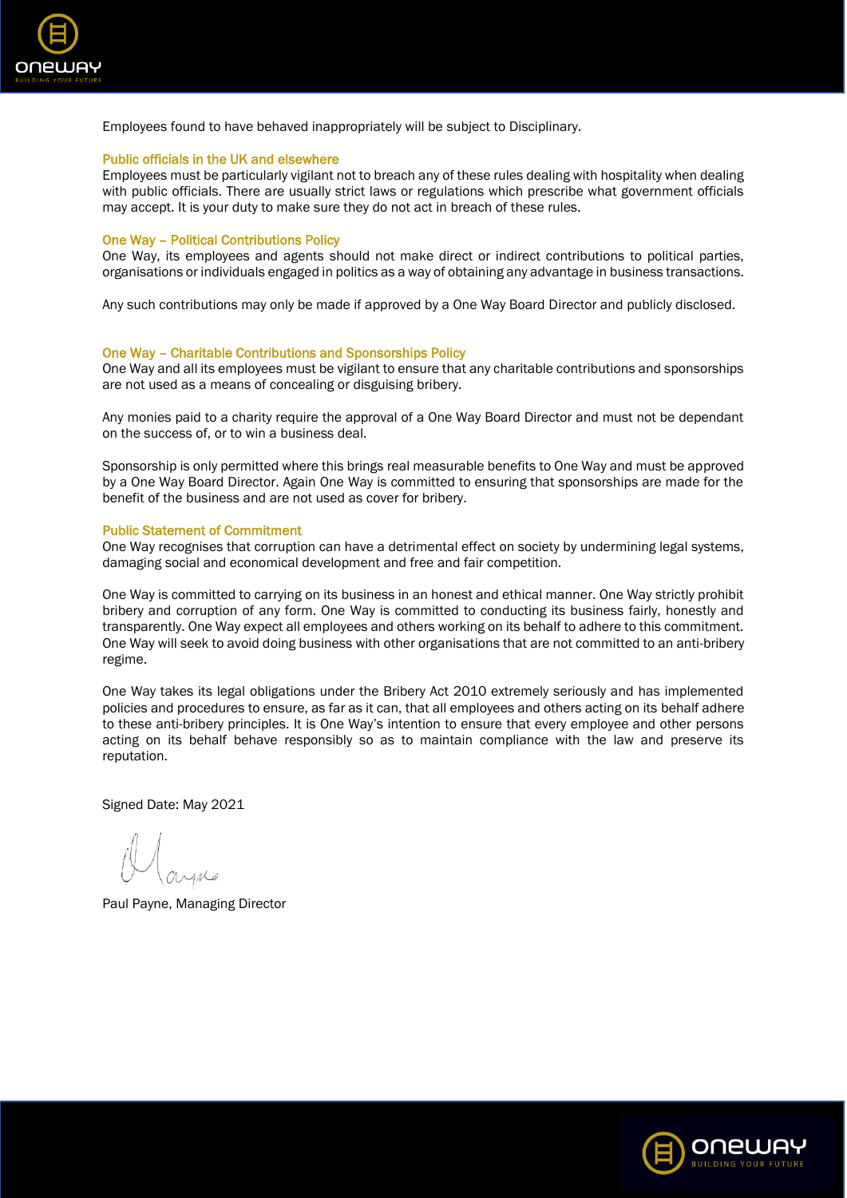Employees found to have behaved inappropriately will be subject to Disciplinary.

### Public officials in the UK and elsewhere

Employees must be particularly vigilant not to breach any of these rules dealing with hospitality when dealing with public officials. There are usually strict laws or regulations which prescribe what government officials may accept. It is your duty to make sure they do not act in breach of these rules.

### One Way – Political Contributions Policy

One Way, its employees and agents should not make direct or indirect contributions to political parties, organisations or individuals engaged in politics as a way of obtaining any advantage in business transactions.

Any such contributions may only be made if approved by a One Way Board Director and publicly disclosed.

### One Way – Charitable Contributions and Sponsorships Policy

One Way and all its employees must be vigilant to ensure that any charitable contributions and sponsorships are not used as a means of concealing or disguising bribery.

Any monies paid to a charity require the approval of a One Way Board Director and must not be dependant on the success of, or to win a business deal.

Sponsorship is only permitted where this brings real measurable benefits to One Way and must be approved by a One Way Board Director. Again One Way is committed to ensuring that sponsorships are made for the benefit of the business and are not used as cover for bribery.

### Public Statement of Commitment

One Way recognises that corruption can have a detrimental effect on society by undermining legal systems, damaging social and economical development and free and fair competition.

One Way is committed to carrying on its business in an honest and ethical manner. One Way strictly prohibit bribery and corruption of any form. One Way is committed to conducting its business fairly, honestly and transparently. One Way expect all employees and others working on its behalf to adhere to this commitment. One Way will seek to avoid doing business with other organisations that are not committed to an anti-bribery regime.

One Way takes its legal obligations under the Bribery Act 2010 extremely seriously and has implemented policies and procedures to ensure, as far as it can, that all employees and others acting on its behalf adhere to these anti-bribery principles. It is One Way's intention to ensure that every employee and other persons acting on its behalf behave responsibly so as to maintain compliance with the law and preserve its reputation.

Signed Date: May 2021

Paul Payne, Managing Director